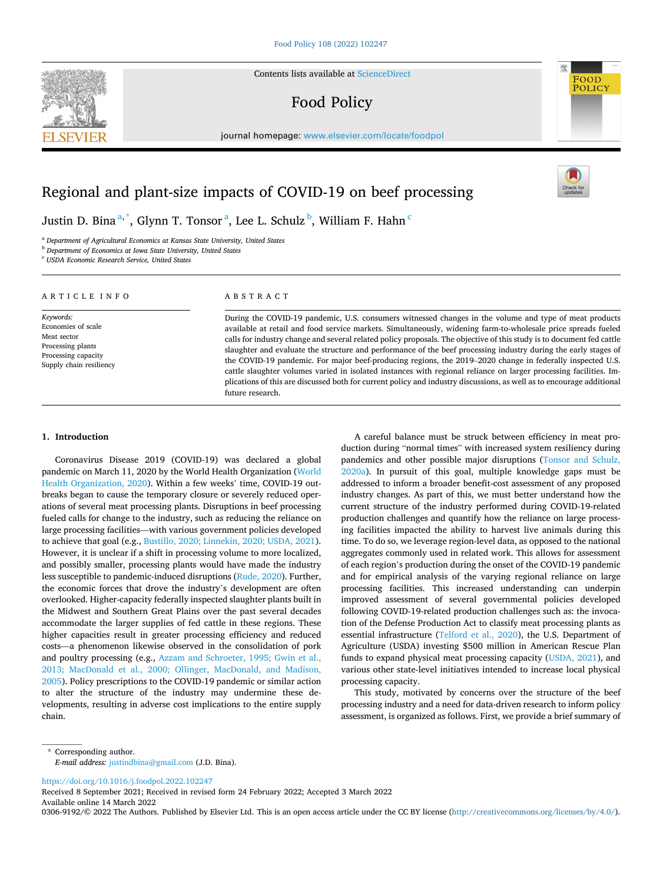# Regional and plant-size impacts of COVID-19 on beef processing

Justin D. Bina [a,*], Glynn T. Tonsor [a], Lee L. Schulz [b], William F. Hahn [c]

[a] Department of Agricultural Economics at Kansas State University, United States
[b] Department of Economics at Iowa State University, United States
[c] USDA Economic Research Service, United States

## ARTICLE INFO

*Keywords:*
Economies of scale
Meat sector
Processing plants
Processing capacity
Supply chain resiliency

## ABSTRACT

During the COVID-19 pandemic, U.S. consumers witnessed changes in the volume and type of meat products available at retail and food service markets. Simultaneously, widening farm-to-wholesale price spreads fueled calls for industry change and several related policy proposals. The objective of this study is to document fed cattle slaughter and evaluate the structure and performance of the beef processing industry during the early stages of the COVID-19 pandemic. For major beef-producing regions, the 2019–2020 change in federally inspected U.S. cattle slaughter volumes varied in isolated instances with regional reliance on larger processing facilities. Implications of this are discussed both for current policy and industry discussions, as well as to encourage additional future research.

## 1. Introduction

Coronavirus Disease 2019 (COVID-19) was declared a global pandemic on March 11, 2020 by the World Health Organization (World Health Organization, 2020). Within a few weeks' time, COVID-19 outbreaks began to cause the temporary closure or severely reduced operations of several meat processing plants. Disruptions in beef processing fueled calls for change to the industry, such as reducing the reliance on large processing facilities—with various government policies developed to achieve that goal (e.g., Bustillo, 2020; Linnekin, 2020; USDA, 2021). However, it is unclear if a shift in processing volume to more localized, and possibly smaller, processing plants would have made the industry less susceptible to pandemic-induced disruptions (Rude, 2020). Further, the economic forces that drove the industry's development are often overlooked. Higher-capacity federally inspected slaughter plants built in the Midwest and Southern Great Plains over the past several decades accommodate the larger supplies of fed cattle in these regions. These higher capacities result in greater processing efficiency and reduced costs—a phenomenon likewise observed in the consolidation of pork and poultry processing (e.g., Azzam and Schroeter, 1995; Gwin et al., 2013; MacDonald et al., 2000; Ollinger, MacDonald, and Madison, 2005). Policy prescriptions to the COVID-19 pandemic or similar action to alter the structure of the industry may undermine these developments, resulting in adverse cost implications to the entire supply chain.

A careful balance must be struck between efficiency in meat production during "normal times" with increased system resiliency during pandemics and other possible major disruptions (Tonsor and Schulz, 2020a). In pursuit of this goal, multiple knowledge gaps must be addressed to inform a broader benefit-cost assessment of any proposed industry changes. As part of this, we must better understand how the current structure of the industry performed during COVID-19-related production challenges and quantify how the reliance on large processing facilities impacted the ability to harvest live animals during this time. To do so, we leverage region-level data, as opposed to the national aggregates commonly used in related work. This allows for assessment of each region's production during the onset of the COVID-19 pandemic and for empirical analysis of the varying regional reliance on large processing facilities. This increased understanding can underpin improved assessment of several governmental policies developed following COVID-19-related production challenges such as: the invocation of the Defense Production Act to classify meat processing plants as essential infrastructure (Telford et al., 2020), the U.S. Department of Agriculture (USDA) investing $500 million in American Rescue Plan funds to expand physical meat processing capacity (USDA, 2021), and various other state-level initiatives intended to increase local physical processing capacity.

This study, motivated by concerns over the structure of the beef processing industry and a need for data-driven research to inform policy assessment, is organized as follows. First, we provide a brief summary of

* Corresponding author.
*E-mail address:* justindbina@gmail.com (J.D. Bina).

https://doi.org/10.1016/j.foodpol.2022.102247
Received 8 September 2021; Received in revised form 24 February 2022; Accepted 3 March 2022
Available online 14 March 2022
0306-9192/© 2022 The Authors. Published by Elsevier Ltd. This is an open access article under the CC BY license (http://creativecommons.org/licenses/by/4.0/).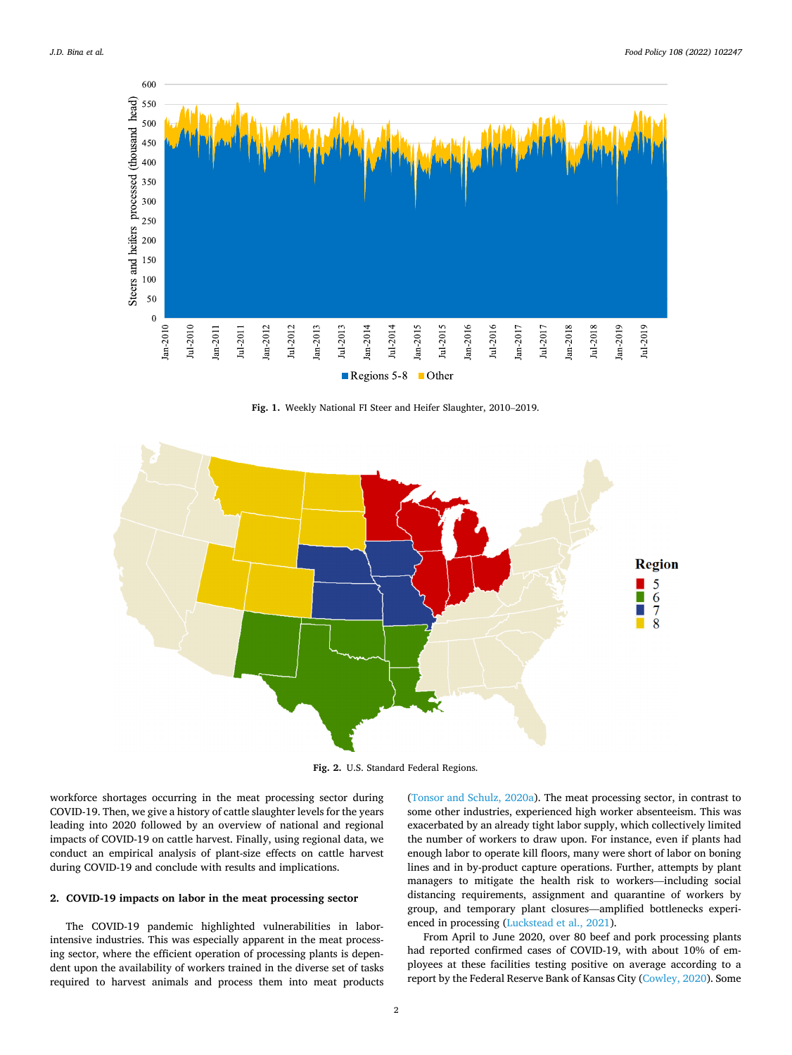Fig. 1. Weekly National FI Steer and Heifer Slaughter, 2010–2019.

Fig. 2. U.S. Standard Federal Regions.

workforce shortages occurring in the meat processing sector during COVID-19. Then, we give a history of cattle slaughter levels for the years leading into 2020 followed by an overview of national and regional impacts of COVID-19 on cattle harvest. Finally, using regional data, we conduct an empirical analysis of plant-size effects on cattle harvest during COVID-19 and conclude with results and implications.

## 2. COVID-19 impacts on labor in the meat processing sector

The COVID-19 pandemic highlighted vulnerabilities in labor-intensive industries. This was especially apparent in the meat processing sector, where the efficient operation of processing plants is dependent upon the availability of workers trained in the diverse set of tasks required to harvest animals and process them into meat products (Tonsor and Schulz, 2020a). The meat processing sector, in contrast to some other industries, experienced high worker absenteeism. This was exacerbated by an already tight labor supply, which collectively limited the number of workers to draw upon. For instance, even if plants had enough labor to operate kill floors, many were short of labor on boning lines and in by-product capture operations. Further, attempts by plant managers to mitigate the health risk to workers—including social distancing requirements, assignment and quarantine of workers by group, and temporary plant closures—amplified bottlenecks experienced in processing (Luckstead et al., 2021).

From April to June 2020, over 80 beef and pork processing plants had reported confirmed cases of COVID-19, with about 10% of employees at these facilities testing positive on average according to a report by the Federal Reserve Bank of Kansas City (Cowley, 2020). Some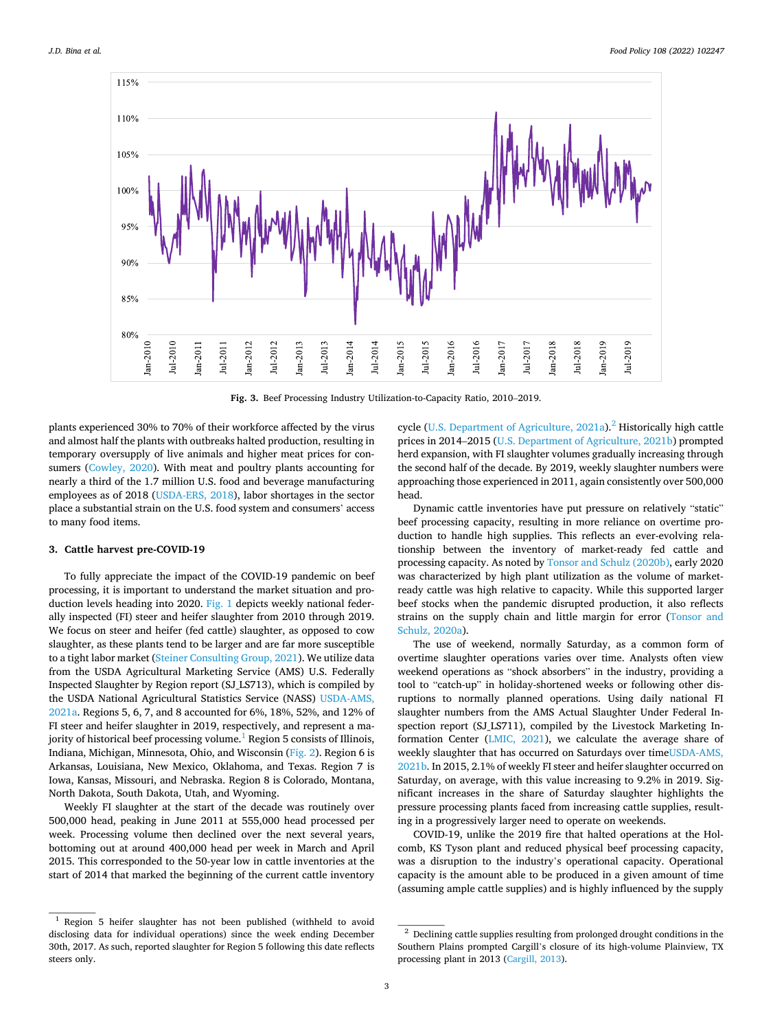Fig. 3. Beef Processing Industry Utilization-to-Capacity Ratio, 2010–2019.

plants experienced 30% to 70% of their workforce affected by the virus and almost half the plants with outbreaks halted production, resulting in temporary oversupply of live animals and higher meat prices for consumers (Cowley, 2020). With meat and poultry plants accounting for nearly a third of the 1.7 million U.S. food and beverage manufacturing employees as of 2018 (USDA-ERS, 2018), labor shortages in the sector place a substantial strain on the U.S. food system and consumers' access to many food items.

## 3. Cattle harvest pre-COVID-19

To fully appreciate the impact of the COVID-19 pandemic on beef processing, it is important to understand the market situation and production levels heading into 2020. Fig. 1 depicts weekly national federally inspected (FI) steer and heifer slaughter from 2010 through 2019. We focus on steer and heifer (fed cattle) slaughter, as opposed to cow slaughter, as these plants tend to be larger and are far more susceptible to a tight labor market (Steiner Consulting Group, 2021). We utilize data from the USDA Agricultural Marketing Service (AMS) U.S. Federally Inspected Slaughter by Region report (SJ_LS713), which is compiled by the USDA National Agricultural Statistics Service (NASS) USDA-AMS, 2021a. Regions 5, 6, 7, and 8 accounted for 6%, 18%, 52%, and 12% of FI steer and heifer slaughter in 2019, respectively, and represent a majority of historical beef processing volume.[1] Region 5 consists of Illinois, Indiana, Michigan, Minnesota, Ohio, and Wisconsin (Fig. 2). Region 6 is Arkansas, Louisiana, New Mexico, Oklahoma, and Texas. Region 7 is Iowa, Kansas, Missouri, and Nebraska. Region 8 is Colorado, Montana, North Dakota, South Dakota, Utah, and Wyoming.

Weekly FI slaughter at the start of the decade was routinely over 500,000 head, peaking in June 2011 at 555,000 head processed per week. Processing volume then declined over the next several years, bottoming out at around 400,000 head per week in March and April 2015. This corresponded to the 50-year low in cattle inventories at the start of 2014 that marked the beginning of the current cattle inventory cycle (U.S. Department of Agriculture, 2021a).[2] Historically high cattle prices in 2014–2015 (U.S. Department of Agriculture, 2021b) prompted herd expansion, with FI slaughter volumes gradually increasing through the second half of the decade. By 2019, weekly slaughter numbers were approaching those experienced in 2011, again consistently over 500,000 head.

Dynamic cattle inventories have put pressure on relatively "static" beef processing capacity, resulting in more reliance on overtime production to handle high supplies. This reflects an ever-evolving relationship between the inventory of market-ready fed cattle and processing capacity. As noted by Tonsor and Schulz (2020b), early 2020 was characterized by high plant utilization as the volume of market-ready cattle was high relative to capacity. While this supported larger beef stocks when the pandemic disrupted production, it also reflects strains on the supply chain and little margin for error (Tonsor and Schulz, 2020a).

The use of weekend, normally Saturday, as a common form of overtime slaughter operations varies over time. Analysts often view weekend operations as "shock absorbers" in the industry, providing a tool to "catch-up" in holiday-shortened weeks or following other disruptions to normally planned operations. Using daily national FI slaughter numbers from the AMS Actual Slaughter Under Federal Inspection report (SJ_LS711), compiled by the Livestock Marketing Information Center (LMIC, 2021), we calculate the average share of weekly slaughter that has occurred on Saturdays over timeUSDA-AMS, 2021b. In 2015, 2.1% of weekly FI steer and heifer slaughter occurred on Saturday, on average, with this value increasing to 9.2% in 2019. Significant increases in the share of Saturday slaughter highlights the pressure processing plants faced from increasing cattle supplies, resulting in a progressively larger need to operate on weekends.

COVID-19, unlike the 2019 fire that halted operations at the Holcomb, KS Tyson plant and reduced physical beef processing capacity, was a disruption to the industry's operational capacity. Operational capacity is the amount able to be produced in a given amount of time (assuming ample cattle supplies) and is highly influenced by the supply

[1] Region 5 heifer slaughter has not been published (withheld to avoid disclosing data for individual operations) since the week ending December 30th, 2017. As such, reported slaughter for Region 5 following this date reflects steers only.

[2] Declining cattle supplies resulting from prolonged drought conditions in the Southern Plains prompted Cargill's closure of its high-volume Plainview, TX processing plant in 2013 (Cargill, 2013).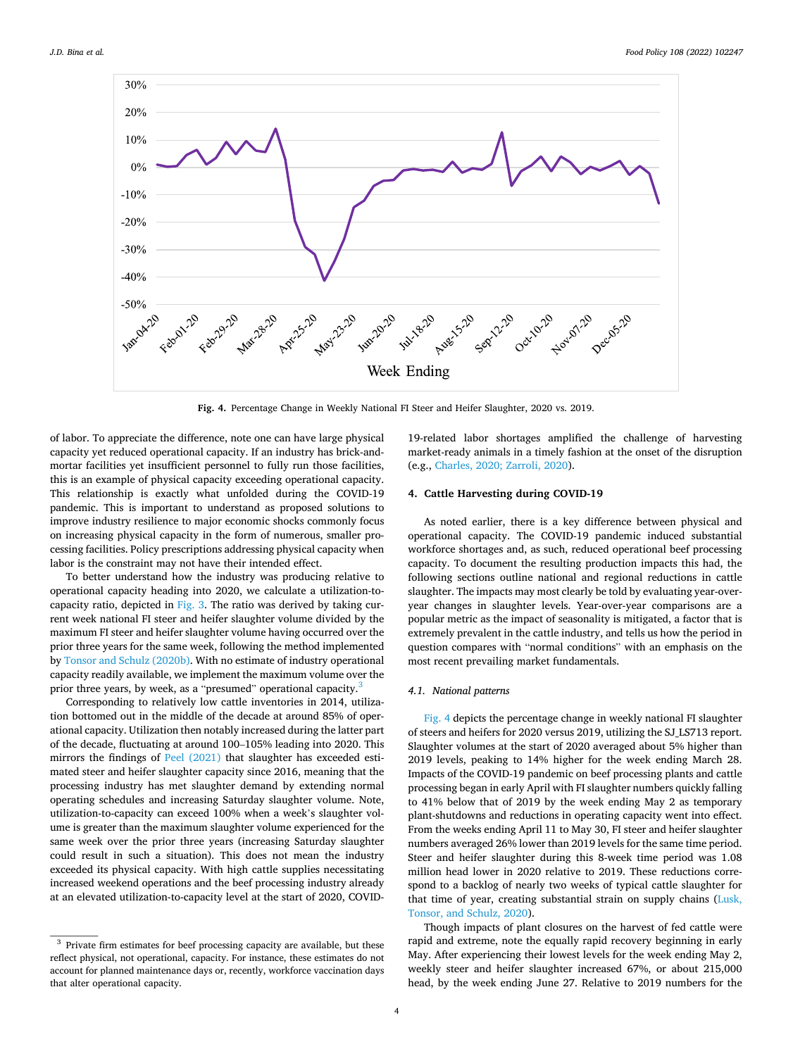Fig. 4. Percentage Change in Weekly National FI Steer and Heifer Slaughter, 2020 vs. 2019.

of labor. To appreciate the difference, note one can have large physical capacity yet reduced operational capacity. If an industry has brick-and-mortar facilities yet insufficient personnel to fully run those facilities, this is an example of physical capacity exceeding operational capacity. This relationship is exactly what unfolded during the COVID-19 pandemic. This is important to understand as proposed solutions to improve industry resilience to major economic shocks commonly focus on increasing physical capacity in the form of numerous, smaller processing facilities. Policy prescriptions addressing physical capacity when labor is the constraint may not have their intended effect.

To better understand how the industry was producing relative to operational capacity heading into 2020, we calculate a utilization-to-capacity ratio, depicted in Fig. 3. The ratio was derived by taking current week national FI steer and heifer slaughter volume divided by the maximum FI steer and heifer slaughter volume having occurred over the prior three years for the same week, following the method implemented by Tonsor and Schulz (2020b). With no estimate of industry operational capacity readily available, we implement the maximum volume over the prior three years, by week, as a "presumed" operational capacity.[3]

Corresponding to relatively low cattle inventories in 2014, utilization bottomed out in the middle of the decade at around 85% of operational capacity. Utilization then notably increased during the latter part of the decade, fluctuating at around 100–105% leading into 2020. This mirrors the findings of Peel (2021) that slaughter has exceeded estimated steer and heifer slaughter capacity since 2016, meaning that the processing industry has met slaughter demand by extending normal operating schedules and increasing Saturday slaughter volume. Note, utilization-to-capacity can exceed 100% when a week's slaughter volume is greater than the maximum slaughter volume experienced for the same week over the prior three years (increasing Saturday slaughter could result in such a situation). This does not mean the industry exceeded its physical capacity. With high cattle supplies necessitating increased weekend operations and the beef processing industry already at an elevated utilization-to-capacity level at the start of 2020, COVID-19-related labor shortages amplified the challenge of harvesting market-ready animals in a timely fashion at the onset of the disruption (e.g., Charles, 2020; Zarroli, 2020).

## 4. Cattle Harvesting during COVID-19

As noted earlier, there is a key difference between physical and operational capacity. The COVID-19 pandemic induced substantial workforce shortages and, as such, reduced operational beef processing capacity. To document the resulting production impacts this had, the following sections outline national and regional reductions in cattle slaughter. The impacts may most clearly be told by evaluating year-over-year changes in slaughter levels. Year-over-year comparisons are a popular metric as the impact of seasonality is mitigated, a factor that is extremely prevalent in the cattle industry, and tells us how the period in question compares with "normal conditions" with an emphasis on the most recent prevailing market fundamentals.

### 4.1. National patterns

Fig. 4 depicts the percentage change in weekly national FI slaughter of steers and heifers for 2020 versus 2019, utilizing the SJ_LS713 report. Slaughter volumes at the start of 2020 averaged about 5% higher than 2019 levels, peaking to 14% higher for the week ending March 28. Impacts of the COVID-19 pandemic on beef processing plants and cattle processing began in early April with FI slaughter numbers quickly falling to 41% below that of 2019 by the week ending May 2 as temporary plant-shutdowns and reductions in operating capacity went into effect. From the weeks ending April 11 to May 30, FI steer and heifer slaughter numbers averaged 26% lower than 2019 levels for the same time period. Steer and heifer slaughter during this 8-week time period was 1.08 million head lower in 2020 relative to 2019. These reductions correspond to a backlog of nearly two weeks of typical cattle slaughter for that time of year, creating substantial strain on supply chains (Lusk, Tonsor, and Schulz, 2020).

Though impacts of plant closures on the harvest of fed cattle were rapid and extreme, note the equally rapid recovery beginning in early May. After experiencing their lowest levels for the week ending May 2, weekly steer and heifer slaughter increased 67%, or about 215,000 head, by the week ending June 27. Relative to 2019 numbers for the

[3] Private firm estimates for beef processing capacity are available, but these reflect physical, not operational, capacity. For instance, these estimates do not account for planned maintenance days or, recently, workforce vaccination days that alter operational capacity.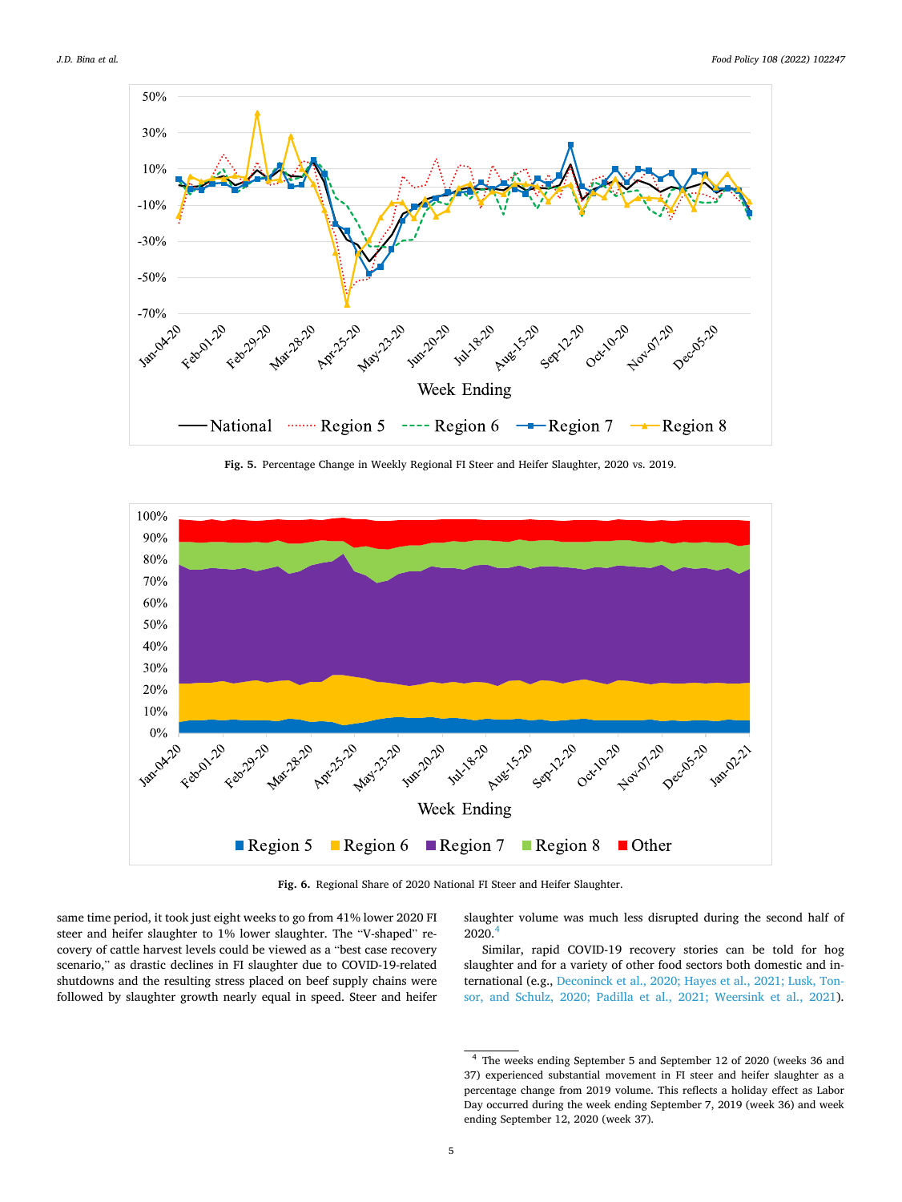Fig. 5. Percentage Change in Weekly Regional FI Steer and Heifer Slaughter, 2020 vs. 2019.

Fig. 6. Regional Share of 2020 National FI Steer and Heifer Slaughter.

same time period, it took just eight weeks to go from 41% lower 2020 FI steer and heifer slaughter to 1% lower slaughter. The "V-shaped" recovery of cattle harvest levels could be viewed as a "best case recovery scenario," as drastic declines in FI slaughter due to COVID-19-related shutdowns and the resulting stress placed on beef supply chains were followed by slaughter growth nearly equal in speed. Steer and heifer slaughter volume was much less disrupted during the second half of 2020.[4]

Similar, rapid COVID-19 recovery stories can be told for hog slaughter and for a variety of other food sectors both domestic and international (e.g., Deconinck et al., 2020; Hayes et al., 2021; Lusk, Tonsor, and Schulz, 2020; Padilla et al., 2021; Weersink et al., 2021).

[4] The weeks ending September 5 and September 12 of 2020 (weeks 36 and 37) experienced substantial movement in FI steer and heifer slaughter as a percentage change from 2019 volume. This reflects a holiday effect as Labor Day occurred during the week ending September 7, 2019 (week 36) and week ending September 12, 2020 (week 37).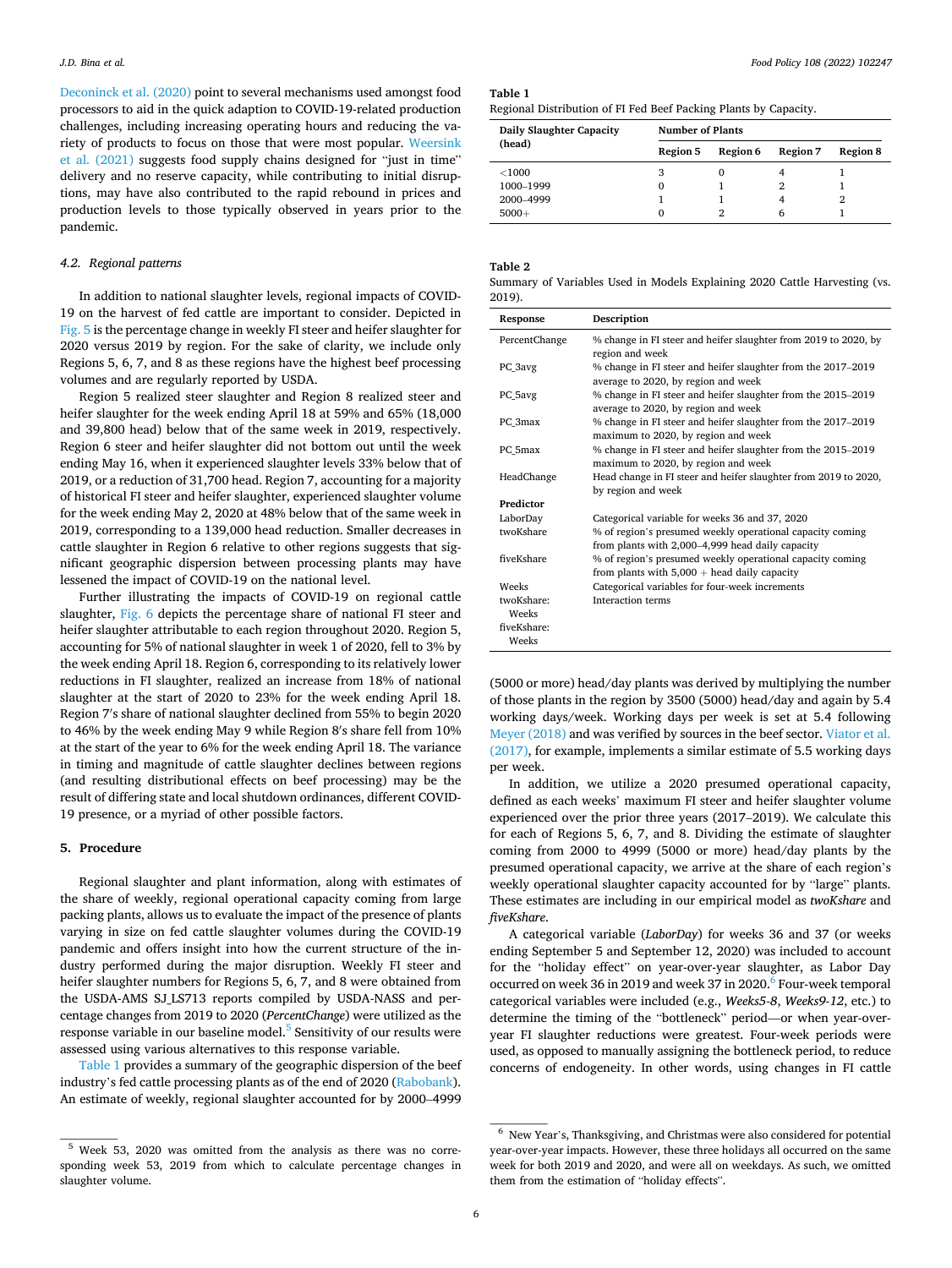Deconinck et al. (2020) point to several mechanisms used amongst food processors to aid in the quick adaption to COVID-19-related production challenges, including increasing operating hours and reducing the variety of products to focus on those that were most popular. Weersink et al. (2021) suggests food supply chains designed for "just in time" delivery and no reserve capacity, while contributing to initial disruptions, may have also contributed to the rapid rebound in prices and production levels to those typically observed in years prior to the pandemic.

### 4.2. Regional patterns

In addition to national slaughter levels, regional impacts of COVID-19 on the harvest of fed cattle are important to consider. Depicted in Fig. 5 is the percentage change in weekly FI steer and heifer slaughter for 2020 versus 2019 by region. For the sake of clarity, we include only Regions 5, 6, 7, and 8 as these regions have the highest beef processing volumes and are regularly reported by USDA.

Region 5 realized steer slaughter and Region 8 realized steer and heifer slaughter for the week ending April 18 at 59% and 65% (18,000 and 39,800 head) below that of the same week in 2019, respectively. Region 6 steer and heifer slaughter did not bottom out until the week ending May 16, when it experienced slaughter levels 33% below that of 2019, or a reduction of 31,700 head. Region 7, accounting for a majority of historical FI steer and heifer slaughter, experienced slaughter volume for the week ending May 2, 2020 at 48% below that of the same week in 2019, corresponding to a 139,000 head reduction. Smaller decreases in cattle slaughter in Region 6 relative to other regions suggests that significant geographic dispersion between processing plants may have lessened the impact of COVID-19 on the national level.

Further illustrating the impacts of COVID-19 on regional cattle slaughter, Fig. 6 depicts the percentage share of national FI steer and heifer slaughter attributable to each region throughout 2020. Region 5, accounting for 5% of national slaughter in week 1 of 2020, fell to 3% by the week ending April 18. Region 6, corresponding to its relatively lower reductions in FI slaughter, realized an increase from 18% of national slaughter at the start of 2020 to 23% for the week ending April 18. Region 7′s share of national slaughter declined from 55% to begin 2020 to 46% by the week ending May 9 while Region 8′s share fell from 10% at the start of the year to 6% for the week ending April 18. The variance in timing and magnitude of cattle slaughter declines between regions (and resulting distributional effects on beef processing) may be the result of differing state and local shutdown ordinances, different COVID-19 presence, or a myriad of other possible factors.

## 5. Procedure

Regional slaughter and plant information, along with estimates of the share of weekly, regional operational capacity coming from large packing plants, allows us to evaluate the impact of the presence of plants varying in size on fed cattle slaughter volumes during the COVID-19 pandemic and offers insight into how the current structure of the industry performed during the major disruption. Weekly FI steer and heifer slaughter numbers for Regions 5, 6, 7, and 8 were obtained from the USDA-AMS SJ_LS713 reports compiled by USDA-NASS and percentage changes from 2019 to 2020 (*PercentChange*) were utilized as the response variable in our baseline model.[5] Sensitivity of our results were assessed using various alternatives to this response variable.

Table 1 provides a summary of the geographic dispersion of the beef industry's fed cattle processing plants as of the end of 2020 (Rabobank). An estimate of weekly, regional slaughter accounted for by 2000–4999 (5000 or more) head/day plants was derived by multiplying the number of those plants in the region by 3500 (5000) head/day and again by 5.4 working days/week. Working days per week is set at 5.4 following Meyer (2018) and was verified by sources in the beef sector. Viator et al. (2017), for example, implements a similar estimate of 5.5 working days per week.

In addition, we utilize a 2020 presumed operational capacity, defined as each weeks' maximum FI steer and heifer slaughter volume experienced over the prior three years (2017–2019). We calculate this for each of Regions 5, 6, 7, and 8. Dividing the estimate of slaughter coming from 2000 to 4999 (5000 or more) head/day plants by the presumed operational capacity, we arrive at the share of each region's weekly operational slaughter capacity accounted for by "large" plants. These estimates are including in our empirical model as *twoKshare* and *fiveKshare*.

A categorical variable (*LaborDay*) for weeks 36 and 37 (or weeks ending September 5 and September 12, 2020) was included to account for the "holiday effect" on year-over-year slaughter, as Labor Day occurred on week 36 in 2019 and week 37 in 2020.[6] Four-week temporal categorical variables were included (e.g., *Weeks5-8*, *Weeks9-12*, etc.) to determine the timing of the "bottleneck" period—or when year-over-year FI slaughter reductions were greatest. Four-week periods were used, as opposed to manually assigning the bottleneck period, to reduce concerns of endogeneity. In other words, using changes in FI cattle

**Table 1**
Regional Distribution of FI Fed Beef Packing Plants by Capacity.

| Daily Slaughter Capacity (head) | Number of Plants | | | |
|---|---|---|---|---|
| | Region 5 | Region 6 | Region 7 | Region 8 |
| <1000 | 3 | 0 | 4 | 1 |
| 1000–1999 | 0 | 1 | 2 | 1 |
| 2000–4999 | 1 | 1 | 4 | 2 |
| 5000+ | 0 | 2 | 6 | 1 |

**Table 2**
Summary of Variables Used in Models Explaining 2020 Cattle Harvesting (vs. 2019).

| Response | Description |
|---|---|
| PercentChange | % change in FI steer and heifer slaughter from 2019 to 2020, by region and week |
| PC_3avg | % change in FI steer and heifer slaughter from the 2017–2019 average to 2020, by region and week |
| PC_5avg | % change in FI steer and heifer slaughter from the 2015–2019 average to 2020, by region and week |
| PC_3max | % change in FI steer and heifer slaughter from the 2017–2019 maximum to 2020, by region and week |
| PC_5max | % change in FI steer and heifer slaughter from the 2015–2019 maximum to 2020, by region and week |
| HeadChange | Head change in FI steer and heifer slaughter from 2019 to 2020, by region and week |
| **Predictor** | |
| LaborDay | Categorical variable for weeks 36 and 37, 2020 |
| twoKshare | % of region's presumed weekly operational capacity coming from plants with 2,000–4,999 head daily capacity |
| fiveKshare | % of region's presumed weekly operational capacity coming from plants with 5,000 + head daily capacity |
| Weeks | Categorical variables for four-week increments |
| twoKshare: Weeks | Interaction terms |
| fiveKshare: Weeks | |

[5] Week 53, 2020 was omitted from the analysis as there was no corresponding week 53, 2019 from which to calculate percentage changes in slaughter volume.

[6] New Year's, Thanksgiving, and Christmas were also considered for potential year-over-year impacts. However, these three holidays all occurred on the same week for both 2019 and 2020, and were all on weekdays. As such, we omitted them from the estimation of "holiday effects".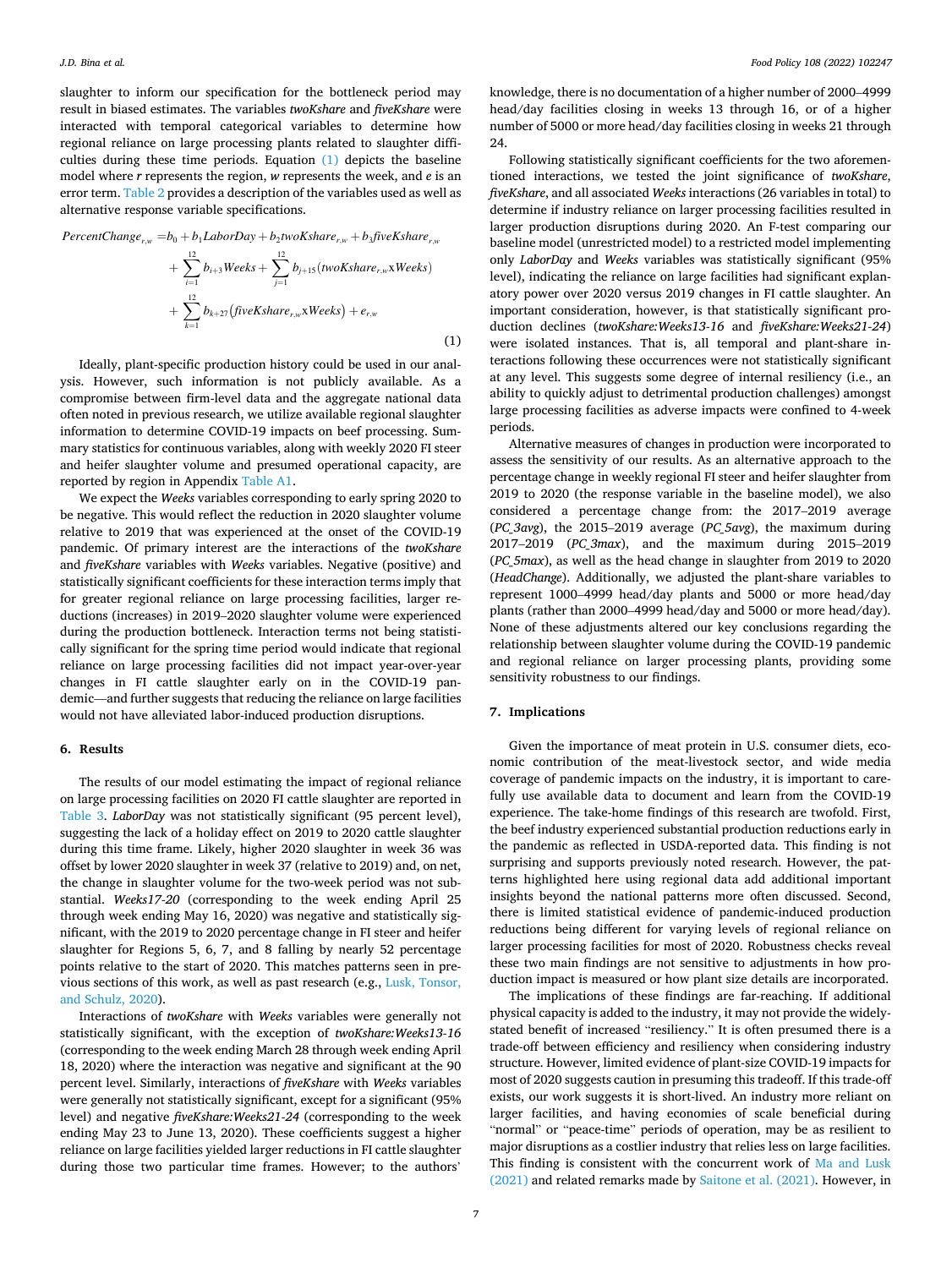slaughter to inform our specification for the bottleneck period may result in biased estimates. The variables *twoKshare* and *fiveKshare* were interacted with temporal categorical variables to determine how regional reliance on large processing plants related to slaughter difficulties during these time periods. Equation (1) depicts the baseline model where *r* represents the region, *w* represents the week, and *e* is an error term. Table 2 provides a description of the variables used as well as alternative response variable specifications.

$$PercentChange_{r,w} = b_0 + b_1 LaborDay + b_2 twoKshare_{r,w} + b_3 fiveKshare_{r,w} + \sum_{i=1}^{12} b_{i+3} Weeks + \sum_{j=1}^{12} b_{j+15}(twoKshare_{r,w} \text{x} Weeks) + \sum_{k=1}^{12} b_{k+27}(fiveKshare_{r,w} \text{x} Weeks) + e_{r,w} \quad (1)$$

Ideally, plant-specific production history could be used in our analysis. However, such information is not publicly available. As a compromise between firm-level data and the aggregate national data often noted in previous research, we utilize available regional slaughter information to determine COVID-19 impacts on beef processing. Summary statistics for continuous variables, along with weekly 2020 FI steer and heifer slaughter volume and presumed operational capacity, are reported by region in Appendix Table A1.

We expect the *Weeks* variables corresponding to early spring 2020 to be negative. This would reflect the reduction in 2020 slaughter volume relative to 2019 that was experienced at the onset of the COVID-19 pandemic. Of primary interest are the interactions of the *twoKshare* and *fiveKshare* variables with *Weeks* variables. Negative (positive) and statistically significant coefficients for these interaction terms imply that for greater regional reliance on large processing facilities, larger reductions (increases) in 2019–2020 slaughter volume were experienced during the production bottleneck. Interaction terms not being statistically significant for the spring time period would indicate that regional reliance on large processing facilities did not impact year-over-year changes in FI cattle slaughter early on in the COVID-19 pandemic—and further suggests that reducing the reliance on large facilities would not have alleviated labor-induced production disruptions.

## 6. Results

The results of our model estimating the impact of regional reliance on large processing facilities on 2020 FI cattle slaughter are reported in Table 3. *LaborDay* was not statistically significant (95 percent level), suggesting the lack of a holiday effect on 2019 to 2020 cattle slaughter during this time frame. Likely, higher 2020 slaughter in week 36 was offset by lower 2020 slaughter in week 37 (relative to 2019) and, on net, the change in slaughter volume for the two-week period was not substantial. *Weeks17-20* (corresponding to the week ending April 25 through week ending May 16, 2020) was negative and statistically significant, with the 2019 to 2020 percentage change in FI steer and heifer slaughter for Regions 5, 6, 7, and 8 falling by nearly 52 percentage points relative to the start of 2020. This matches patterns seen in previous sections of this work, as well as past research (e.g., Lusk, Tonsor, and Schulz, 2020).

Interactions of *twoKshare* with *Weeks* variables were generally not statistically significant, with the exception of *twoKshare:Weeks13-16* (corresponding to the week ending March 28 through week ending April 18, 2020) where the interaction was negative and significant at the 90 percent level. Similarly, interactions of *fiveKshare* with *Weeks* variables were generally not statistically significant, except for a significant (95% level) and negative *fiveKshare:Weeks21-24* (corresponding to the week ending May 23 to June 13, 2020). These coefficients suggest a higher reliance on large facilities yielded larger reductions in FI cattle slaughter during those two particular time frames. However; to the authors' knowledge, there is no documentation of a higher number of 2000–4999 head/day facilities closing in weeks 13 through 16, or of a higher number of 5000 or more head/day facilities closing in weeks 21 through 24.

Following statistically significant coefficients for the two aforementioned interactions, we tested the joint significance of *twoKshare*, *fiveKshare*, and all associated *Weeks* interactions (26 variables in total) to determine if industry reliance on larger processing facilities resulted in larger production disruptions during 2020. An F-test comparing our baseline model (unrestricted model) to a restricted model implementing only *LaborDay* and *Weeks* variables was statistically significant (95% level), indicating the reliance on large facilities had significant explanatory power over 2020 versus 2019 changes in FI cattle slaughter. An important consideration, however, is that statistically significant production declines (*twoKshare:Weeks13-16* and *fiveKshare:Weeks21-24*) were isolated instances. That is, all temporal and plant-share interactions following these occurrences were not statistically significant at any level. This suggests some degree of internal resiliency (i.e., an ability to quickly adjust to detrimental production challenges) amongst large processing facilities as adverse impacts were confined to 4-week periods.

Alternative measures of changes in production were incorporated to assess the sensitivity of our results. As an alternative approach to the percentage change in weekly regional FI steer and heifer slaughter from 2019 to 2020 (the response variable in the baseline model), we also considered a percentage change from: the 2017–2019 average (*PC_3avg*), the 2015–2019 average (*PC_5avg*), the maximum during 2017–2019 (*PC_3max*), and the maximum during 2015–2019 (*PC_5max*), as well as the head change in slaughter from 2019 to 2020 (*HeadChange*). Additionally, we adjusted the plant-share variables to represent 1000–4999 head/day plants and 5000 or more head/day plants (rather than 2000–4999 head/day and 5000 or more head/day). None of these adjustments altered our key conclusions regarding the relationship between slaughter volume during the COVID-19 pandemic and regional reliance on larger processing plants, providing some sensitivity robustness to our findings.

## 7. Implications

Given the importance of meat protein in U.S. consumer diets, economic contribution of the meat-livestock sector, and wide media coverage of pandemic impacts on the industry, it is important to carefully use available data to document and learn from the COVID-19 experience. The take-home findings of this research are twofold. First, the beef industry experienced substantial production reductions early in the pandemic as reflected in USDA-reported data. This finding is not surprising and supports previously noted research. However, the patterns highlighted here using regional data add additional important insights beyond the national patterns more often discussed. Second, there is limited statistical evidence of pandemic-induced production reductions being different for varying levels of regional reliance on larger processing facilities for most of 2020. Robustness checks reveal these two main findings are not sensitive to adjustments in how production impact is measured or how plant size details are incorporated.

The implications of these findings are far-reaching. If additional physical capacity is added to the industry, it may not provide the widely-stated benefit of increased "resiliency." It is often presumed there is a trade-off between efficiency and resiliency when considering industry structure. However, limited evidence of plant-size COVID-19 impacts for most of 2020 suggests caution in presuming this tradeoff. If this trade-off exists, our work suggests it is short-lived. An industry more reliant on larger facilities, and having economies of scale beneficial during "normal" or "peace-time" periods of operation, may be as resilient to major disruptions as a costlier industry that relies less on large facilities. This finding is consistent with the concurrent work of Ma and Lusk (2021) and related remarks made by Saitone et al. (2021). However, in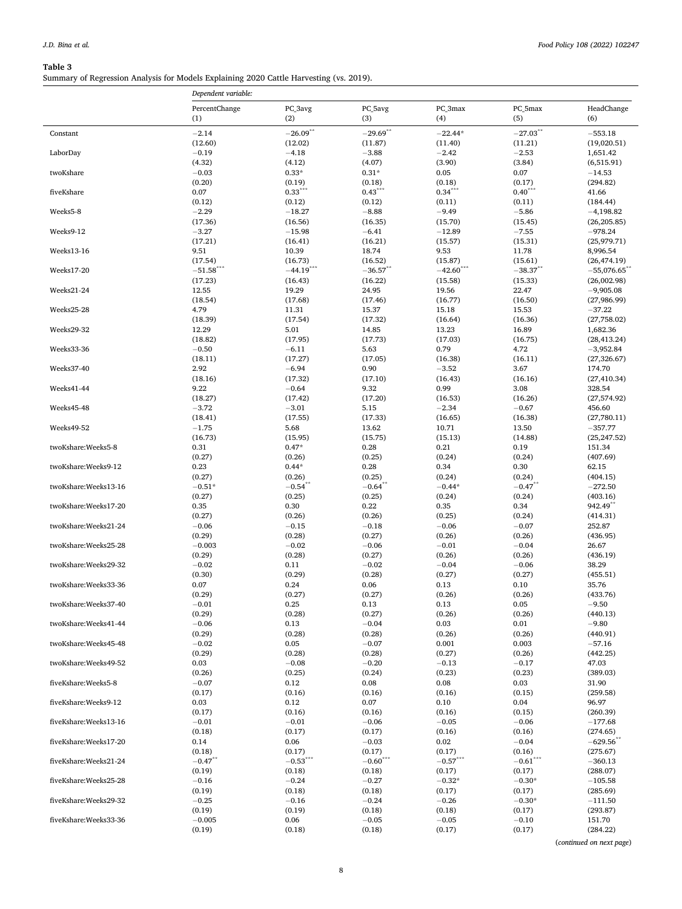**Table 3**
Summary of Regression Analysis for Models Explaining 2020 Cattle Harvesting (vs. 2019).

| | *Dependent variable:* | | | | | |
|---|---|---|---|---|---|---|
| | PercentChange (1) | PC_3avg (2) | PC_5avg (3) | PC_3max (4) | PC_5max (5) | HeadChange (6) |
| Constant | −2.14 | −26.09** | −29.69** | −22.44* | −27.03** | −553.18 |
| | (12.60) | (12.02) | (11.87) | (11.40) | (11.21) | (19,020.51) |
| LaborDay | −0.19 | −4.18 | −3.88 | −2.42 | −2.53 | 1,651.42 |
| | (4.32) | (4.12) | (4.07) | (3.90) | (3.84) | (6,515.91) |
| twoKshare | −0.03 | 0.33* | 0.31* | 0.05 | 0.07 | −14.53 |
| | (0.20) | (0.19) | (0.18) | (0.18) | (0.17) | (294.82) |
| fiveKshare | 0.07 | 0.33*** | 0.43*** | 0.34*** | 0.40*** | 41.66 |
| | (0.12) | (0.12) | (0.12) | (0.11) | (0.11) | (184.44) |
| Weeks5-8 | −2.29 | −18.27 | −8.88 | −9.49 | −5.86 | −4,198.82 |
| | (17.36) | (16.56) | (16.35) | (15.70) | (15.45) | (26,205.85) |
| Weeks9-12 | −3.27 | −15.98 | −6.41 | −12.89 | −7.55 | −978.24 |
| | (17.21) | (16.41) | (16.21) | (15.57) | (15.31) | (25,979.71) |
| Weeks13-16 | 9.51 | 10.39 | 18.74 | 9.53 | 11.78 | 8,996.54 |
| | (17.54) | (16.73) | (16.52) | (15.87) | (15.61) | (26,474.19) |
| Weeks17-20 | −51.58*** | −44.19*** | −36.57** | −42.60*** | −38.37** | −55,076.65** |
| | (17.23) | (16.43) | (16.22) | (15.58) | (15.33) | (26,002.98) |
| Weeks21-24 | 12.55 | 19.29 | 24.95 | 19.56 | 22.47 | −9,905.08 |
| | (18.54) | (17.68) | (17.46) | (16.77) | (16.50) | (27,986.99) |
| Weeks25-28 | 4.79 | 11.31 | 15.37 | 15.18 | 15.53 | −37.22 |
| | (18.39) | (17.54) | (17.32) | (16.64) | (16.36) | (27,758.02) |
| Weeks29-32 | 12.29 | 5.01 | 14.85 | 13.23 | 16.89 | 1,682.36 |
| | (18.82) | (17.95) | (17.73) | (17.03) | (16.75) | (28,413.24) |
| Weeks33-36 | −0.50 | −6.11 | 5.63 | 0.79 | 4.72 | −3,952.84 |
| | (18.11) | (17.27) | (17.05) | (16.38) | (16.11) | (27,326.67) |
| Weeks37-40 | 2.92 | −6.94 | 0.90 | −3.52 | 3.67 | 174.70 |
| | (18.16) | (17.32) | (17.10) | (16.43) | (16.16) | (27,410.34) |
| Weeks41-44 | 9.22 | −0.64 | 9.32 | 0.99 | 3.08 | 328.54 |
| | (18.27) | (17.42) | (17.20) | (16.53) | (16.26) | (27,574.92) |
| Weeks45-48 | −3.72 | −3.01 | 5.15 | −2.34 | −0.67 | 456.60 |
| | (18.41) | (17.55) | (17.33) | (16.65) | (16.38) | (27,780.11) |
| Weeks49-52 | −1.75 | 5.68 | 13.62 | 10.71 | 13.50 | −357.77 |
| | (16.73) | (15.95) | (15.75) | (15.13) | (14.88) | (25,247.52) |
| twoKshare:Weeks5-8 | 0.31 | 0.47* | 0.28 | 0.21 | 0.19 | 151.34 |
| | (0.27) | (0.26) | (0.25) | (0.24) | (0.24) | (407.69) |
| twoKshare:Weeks9-12 | 0.23 | 0.44* | 0.28 | 0.34 | 0.30 | 62.15 |
| | (0.27) | (0.26) | (0.25) | (0.24) | (0.24) | (404.15) |
| twoKshare:Weeks13-16 | −0.51* | −0.54** | −0.64** | −0.44* | −0.47** | −272.50 |
| | (0.27) | (0.25) | (0.25) | (0.24) | (0.24) | (403.16) |
| twoKshare:Weeks17-20 | 0.35 | 0.30 | 0.22 | 0.35 | 0.34 | 942.49** |
| | (0.27) | (0.26) | (0.26) | (0.25) | (0.24) | (414.31) |
| twoKshare:Weeks21-24 | −0.06 | −0.15 | −0.18 | −0.06 | −0.07 | 252.87 |
| | (0.29) | (0.28) | (0.27) | (0.26) | (0.26) | (436.95) |
| twoKshare:Weeks25-28 | −0.003 | −0.02 | −0.06 | −0.01 | −0.04 | 26.67 |
| | (0.29) | (0.28) | (0.27) | (0.26) | (0.26) | (436.19) |
| twoKshare:Weeks29-32 | −0.02 | 0.11 | −0.02 | −0.04 | −0.06 | 38.29 |
| | (0.30) | (0.29) | (0.28) | (0.27) | (0.27) | (455.51) |
| twoKshare:Weeks33-36 | 0.07 | 0.24 | 0.06 | 0.13 | 0.10 | 35.76 |
| | (0.29) | (0.27) | (0.27) | (0.26) | (0.26) | (433.76) |
| twoKshare:Weeks37-40 | −0.01 | 0.25 | 0.13 | 0.13 | 0.05 | −9.50 |
| | (0.29) | (0.28) | (0.27) | (0.26) | (0.26) | (440.13) |
| twoKshare:Weeks41-44 | −0.06 | 0.13 | −0.04 | 0.03 | 0.01 | −9.80 |
| | (0.29) | (0.28) | (0.28) | (0.26) | (0.26) | (440.91) |
| twoKshare:Weeks45-48 | −0.02 | 0.05 | −0.07 | 0.001 | 0.003 | −57.16 |
| | (0.29) | (0.28) | (0.28) | (0.27) | (0.26) | (442.25) |
| twoKshare:Weeks49-52 | 0.03 | −0.08 | −0.20 | −0.13 | −0.17 | 47.03 |
| | (0.26) | (0.25) | (0.24) | (0.23) | (0.23) | (389.03) |
| fiveKshare:Weeks5-8 | −0.07 | 0.12 | 0.08 | 0.08 | 0.03 | 31.90 |
| | (0.17) | (0.16) | (0.16) | (0.16) | (0.15) | (259.58) |
| fiveKshare:Weeks9-12 | 0.03 | 0.12 | 0.07 | 0.10 | 0.04 | 96.97 |
| | (0.17) | (0.16) | (0.16) | (0.16) | (0.15) | (260.39) |
| fiveKshare:Weeks13-16 | −0.01 | −0.01 | −0.06 | −0.05 | −0.06 | −177.68 |
| | (0.18) | (0.17) | (0.17) | (0.16) | (0.16) | (274.65) |
| fiveKshare:Weeks17-20 | 0.14 | 0.06 | −0.03 | 0.02 | −0.04 | −629.56** |
| | (0.18) | (0.17) | (0.17) | (0.17) | (0.16) | (275.67) |
| fiveKshare:Weeks21-24 | −0.47** | −0.53*** | −0.60*** | −0.57*** | −0.61*** | −360.13 |
| | (0.19) | (0.18) | (0.18) | (0.17) | (0.17) | (288.07) |
| fiveKshare:Weeks25-28 | −0.16 | −0.24 | −0.27 | −0.32* | −0.30* | −105.58 |
| | (0.19) | (0.18) | (0.18) | (0.17) | (0.17) | (285.69) |
| fiveKshare:Weeks29-32 | −0.25 | −0.16 | −0.24 | −0.26 | −0.30* | −111.50 |
| | (0.19) | (0.19) | (0.18) | (0.18) | (0.17) | (293.87) |
| fiveKshare:Weeks33-36 | −0.005 | 0.06 | −0.05 | −0.05 | −0.10 | 151.70 |
| | (0.19) | (0.18) | (0.18) | (0.17) | (0.17) | (284.22) |

(*continued on next page*)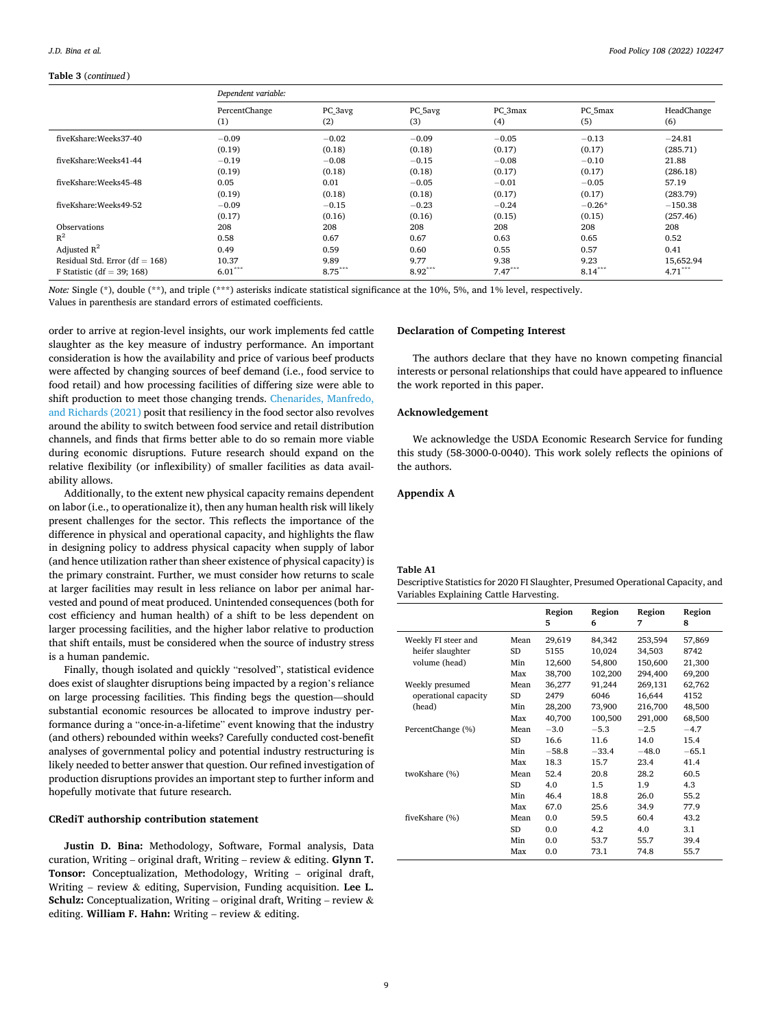**Table 3** (*continued*)

| | *Dependent variable:* | | | | | |
|---|---|---|---|---|---|---|
| | PercentChange (1) | PC_3avg (2) | PC_5avg (3) | PC_3max (4) | PC_5max (5) | HeadChange (6) |
| fiveKshare:Weeks37-40 | −0.09 | −0.02 | −0.09 | −0.05 | −0.13 | −24.81 |
| | (0.19) | (0.18) | (0.18) | (0.17) | (0.17) | (285.71) |
| fiveKshare:Weeks41-44 | −0.19 | −0.08 | −0.15 | −0.08 | −0.10 | 21.88 |
| | (0.19) | (0.18) | (0.18) | (0.17) | (0.17) | (286.18) |
| fiveKshare:Weeks45-48 | 0.05 | 0.01 | −0.05 | −0.01 | −0.05 | 57.19 |
| | (0.19) | (0.18) | (0.18) | (0.17) | (0.17) | (283.79) |
| fiveKshare:Weeks49-52 | −0.09 | −0.15 | −0.23 | −0.24 | −0.26* | −150.38 |
| | (0.17) | (0.16) | (0.15) | (0.15) | (0.15) | (257.46) |
| Observations | 208 | 208 | 208 | 208 | 208 | 208 |
| $R^2$ | 0.58 | 0.67 | 0.67 | 0.63 | 0.65 | 0.52 |
| Adjusted $R^2$ | 0.49 | 0.59 | 0.60 | 0.55 | 0.57 | 0.41 |
| Residual Std. Error (df = 168) | 10.37 | 9.89 | 9.77 | 9.38 | 9.23 | 15,652.94 |
| F Statistic (df = 39; 168) | 6.01*** | 8.75*** | 8.92*** | 7.47*** | 8.14*** | 4.71*** |

*Note:* Single (*), double (**), and triple (***) asterisks indicate statistical significance at the 10%, 5%, and 1% level, respectively.
Values in parenthesis are standard errors of estimated coefficients.

order to arrive at region-level insights, our work implements fed cattle slaughter as the key measure of industry performance. An important consideration is how the availability and price of various beef products were affected by changing sources of beef demand (i.e., food service to food retail) and how processing facilities of differing size were able to shift production to meet those changing trends. Chenarides, Manfredo, and Richards (2021) posit that resiliency in the food sector also revolves around the ability to switch between food service and retail distribution channels, and finds that firms better able to do so remain more viable during economic disruptions. Future research should expand on the relative flexibility (or inflexibility) of smaller facilities as data availability allows.

Additionally, to the extent new physical capacity remains dependent on labor (i.e., to operationalize it), then any human health risk will likely present challenges for the sector. This reflects the importance of the difference in physical and operational capacity, and highlights the flaw in designing policy to address physical capacity when supply of labor (and hence utilization rather than sheer existence of physical capacity) is the primary constraint. Further, we must consider how returns to scale at larger facilities may result in less reliance on labor per animal harvested and pound of meat produced. Unintended consequences (both for cost efficiency and human health) of a shift to be less dependent on larger processing facilities, and the higher labor relative to production that shift entails, must be considered when the source of industry stress is a human pandemic.

Finally, though isolated and quickly "resolved", statistical evidence does exist of slaughter disruptions being impacted by a region's reliance on large processing facilities. This finding begs the question—should substantial economic resources be allocated to improve industry performance during a "once-in-a-lifetime" event knowing that the industry (and others) rebounded within weeks? Carefully conducted cost-benefit analyses of governmental policy and potential industry restructuring is likely needed to better answer that question. Our refined investigation of production disruptions provides an important step to further inform and hopefully motivate that future research.

## CRediT authorship contribution statement

**Justin D. Bina:** Methodology, Software, Formal analysis, Data curation, Writing – original draft, Writing – review & editing. **Glynn T. Tonsor:** Conceptualization, Methodology, Writing – original draft, Writing – review & editing, Supervision, Funding acquisition. **Lee L. Schulz:** Conceptualization, Writing – original draft, Writing – review & editing. **William F. Hahn:** Writing – review & editing.

## Declaration of Competing Interest

The authors declare that they have no known competing financial interests or personal relationships that could have appeared to influence the work reported in this paper.

## Acknowledgement

We acknowledge the USDA Economic Research Service for funding this study (58-3000-0-0040). This work solely reflects the opinions of the authors.

## Appendix A

**Table A1**
Descriptive Statistics for 2020 FI Slaughter, Presumed Operational Capacity, and Variables Explaining Cattle Harvesting.

| | | Region 5 | Region 6 | Region 7 | Region 8 |
|---|---|---|---|---|---|
| Weekly FI steer and heifer slaughter volume (head) | Mean | 29,619 | 84,342 | 253,594 | 57,869 |
| | SD | 5155 | 10,024 | 34,503 | 8742 |
| | Min | 12,600 | 54,800 | 150,600 | 21,300 |
| | Max | 38,700 | 102,200 | 294,400 | 69,200 |
| Weekly presumed operational capacity (head) | Mean | 36,277 | 91,244 | 269,131 | 62,762 |
| | SD | 2479 | 6046 | 16,644 | 4152 |
| | Min | 28,200 | 73,900 | 216,700 | 48,500 |
| | Max | 40,700 | 100,500 | 291,000 | 68,500 |
| PercentChange (%) | Mean | −3.0 | −5.3 | −2.5 | −4.7 |
| | SD | 16.6 | 11.6 | 14.0 | 15.4 |
| | Min | −58.8 | −33.4 | −48.0 | −65.1 |
| | Max | 18.3 | 15.7 | 23.4 | 41.4 |
| twoKshare (%) | Mean | 52.4 | 20.8 | 28.2 | 60.5 |
| | SD | 4.0 | 1.5 | 1.9 | 4.3 |
| | Min | 46.4 | 18.8 | 26.0 | 55.2 |
| | Max | 67.0 | 25.6 | 34.9 | 77.9 |
| fiveKshare (%) | Mean | 0.0 | 59.5 | 60.4 | 43.2 |
| | SD | 0.0 | 4.2 | 4.0 | 3.1 |
| | Min | 0.0 | 53.7 | 55.7 | 39.4 |
| | Max | 0.0 | 73.1 | 74.8 | 55.7 |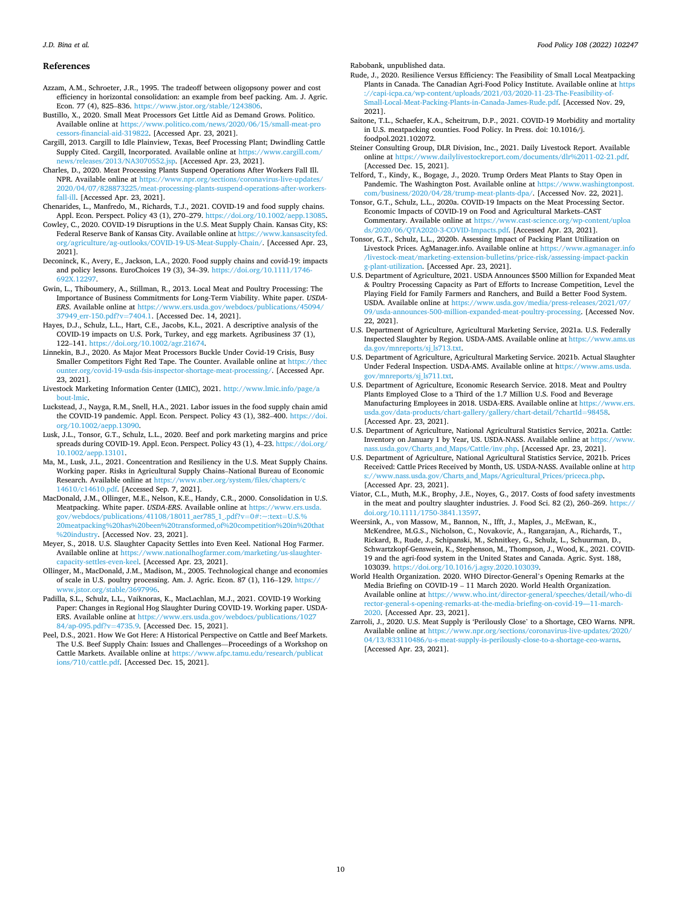## References

Azzam, A.M., Schroeter, J.R., 1995. The tradeoff between oligopsony power and cost efficiency in horizontal consolidation: an example from beef packing. Am. J. Agric. Econ. 77 (4), 825–836. https://www.jstor.org/stable/1243806.

Bustillo, X., 2020. Small Meat Processors Get Little Aid as Demand Grows. Politico. Available online at https://www.politico.com/news/2020/06/15/small-meat-processors-financial-aid-319822. [Accessed Apr. 23, 2021].

Cargill, 2013. Cargill to Idle Plainview, Texas, Beef Processing Plant; Dwindling Cattle Supply Cited. Cargill, Incorporated. Available online at https://www.cargill.com/news/releases/2013/NA3070552.jsp. [Accessed Apr. 23, 2021].

Charles, D., 2020. Meat Processing Plants Suspend Operations After Workers Fall Ill. NPR. Available online at https://www.npr.org/sections/coronavirus-live-updates/2020/04/07/828873225/meat-processing-plants-suspend-operations-after-workers-fall-ill. [Accessed Apr. 23, 2021].

Chenarides, L., Manfredo, M., Richards, T.J., 2021. COVID-19 and food supply chains. Appl. Econ. Perspect. Policy 43 (1), 270–279. https://doi.org/10.1002/aepp.13085.

Cowley, C., 2020. COVID-19 Disruptions in the U.S. Meat Supply Chain. Kansas City, KS: Federal Reserve Bank of Kansas City. Available online at https://www.kansascityfed.org/agriculture/ag-outlooks/COVID-19-US-Meat-Supply-Chain/. [Accessed Apr. 23, 2021].

Deconinck, K., Avery, E., Jackson, L.A., 2020. Food supply chains and covid-19: impacts and policy lessons. EuroChoices 19 (3), 34–39. https://doi.org/10.1111/1746-692X.12297.

Gwin, L., Thiboumery, A., Stillman, R., 2013. Local Meat and Poultry Processing: The Importance of Business Commitments for Long-Term Viability. White paper. *USDA-ERS*. Available online at https://www.ers.usda.gov/webdocs/publications/45094/37949_err-150.pdf?v=7404.1. [Accessed Dec. 14, 2021].

Hayes, D.J., Schulz, L.L., Hart, C.E., Jacobs, K.L., 2021. A descriptive analysis of the COVID-19 impacts on U.S. Pork, Turkey, and egg markets. Agribusiness 37 (1), 122–141. https://doi.org/10.1002/agr.21674.

Linnekin, B.J., 2020. As Major Meat Processors Buckle Under Covid-19 Crisis, Busy Smaller Competitors Fight Red Tape. The Counter. Available online at https://thecounter.org/covid-19-usda-fsis-inspector-shortage-meat-processing/. [Accessed Apr. 23, 2021].

Livestock Marketing Information Center (LMIC), 2021. http://www.lmic.info/page/about-lmic.

Luckstead, J., Nayga, R.M., Snell, H.A., 2021. Labor issues in the food supply chain amid the COVID-19 pandemic. Appl. Econ. Perspect. Policy 43 (1), 382–400. https://doi.org/10.1002/aepp.13090.

Lusk, J.L., Tonsor, G.T., Schulz, L.L., 2020. Beef and pork marketing margins and price spreads during COVID-19. Appl. Econ. Perspect. Policy 43 (1), 4–23. https://doi.org/10.1002/aepp.13101.

Ma, M., Lusk, J.L., 2021. Concentration and Resiliency in the U.S. Meat Supply Chains. Working paper. Risks in Agricultural Supply Chains–National Bureau of Economic Research. Available online at https://www.nber.org/system/files/chapters/c14610/c14610.pdf. [Accessed Sep. 7, 2021].

MacDonald, J.M., Ollinger, M.E., Nelson, K.E., Handy, C.R., 2000. Consolidation in U.S. Meatpacking. White paper. *USDA-ERS*. Available online at https://www.ers.usda.gov/webdocs/publications/41108/18011_aer785_1_.pdf?v=0#:~:text=U.S.%20meatpacking%20has%20been%20transformed,of%20competition%20in%20that%20industry. [Accessed Nov. 23, 2021].

Meyer, S., 2018. U.S. Slaughter Capacity Settles into Even Keel. National Hog Farmer. Available online at https://www.nationalhogfarmer.com/marketing/us-slaughter-capacity-settles-even-keel. [Accessed Apr. 23, 2021].

Ollinger, M., MacDonald, J.M., Madison, M., 2005. Technological change and economies of scale in U.S. poultry processing. Am. J. Agric. Econ. 87 (1), 116–129. https://www.jstor.org/stable/3697996.

Padilla, S.L., Schulz, L.L., Vaiknoras, K., MacLachlan, M.J., 2021. COVID-19 Working Paper: Changes in Regional Hog Slaughter During COVID-19. Working paper. USDA-ERS. Available online at https://www.ers.usda.gov/webdocs/publications/102784/ap-095.pdf?v=4735.9. [Accessed Dec. 15, 2021].

Peel, D.S., 2021. How We Got Here: A Historical Perspective on Cattle and Beef Markets. The U.S. Beef Supply Chain: Issues and Challenges—Proceedings of a Workshop on Cattle Markets. Available online at https://www.afpc.tamu.edu/research/publications/710/cattle.pdf. [Accessed Dec. 15, 2021].

Rabobank, unpublished data.

Rude, J., 2020. Resilience Versus Efficiency: The Feasibility of Small Local Meatpacking Plants in Canada. The Canadian Agri-Food Policy Institute. Available online at https://capi-icpa.ca/wp-content/uploads/2021/03/2020-11-23-The-Feasibility-of-Small-Local-Meat-Packing-Plants-in-Canada-James-Rude.pdf. [Accessed Nov. 29, 2021].

Saitone, T.L., Schaefer, K.A., Scheitrum, D.P., 2021. COVID-19 Morbidity and mortality in U.S. meatpacking counties. Food Policy. In Press. doi: 10.1016/j.foodpol.2021.102072.

Steiner Consulting Group, DLR Division, Inc., 2021. Daily Livestock Report. Available online at https://www.dailylivestockreport.com/documents/dlr%2011-02-21.pdf. [Accessed Dec. 15, 2021].

Telford, T., Kindy, K., Bogage, J., 2020. Trump Orders Meat Plants to Stay Open in Pandemic. The Washington Post. Available online at https://www.washingtonpost.com/business/2020/04/28/trump-meat-plants-dpa/. [Accessed Nov. 22, 2021].

Tonsor, G.T., Schulz, L.L., 2020a. COVID-19 Impacts on the Meat Processing Sector. Economic Impacts of COVID-19 on Food and Agricultural Markets–CAST Commentary. Available online at https://www.cast-science.org/wp-content/uploads/2020/06/QTA2020-3-COVID-Impacts.pdf. [Accessed Apr. 23, 2021].

Tonsor, G.T., Schulz, L.L., 2020b. Assessing Impact of Packing Plant Utilization on Livestock Prices. AgManager.info. Available online at https://www.agmanager.info/livestock-meat/marketing-extension-bulletins/price-risk/assessing-impact-packing-plant-utilization. [Accessed Apr. 23, 2021].

U.S. Department of Agriculture, 2021. USDA Announces $500 Million for Expanded Meat & Poultry Processing Capacity as Part of Efforts to Increase Competition, Level the Playing Field for Family Farmers and Ranchers, and Build a Better Food System. USDA. Available online at https://www.usda.gov/media/press-releases/2021/07/09/usda-announces-500-million-expanded-meat-poultry-processing. [Accessed Nov. 22, 2021].

U.S. Department of Agriculture, Agricultural Marketing Service, 2021a. U.S. Federally Inspected Slaughter by Region. USDA-AMS. Available online at https://www.ams.usda.gov/mnreports/sj_ls713.txt.

U.S. Department of Agriculture, Agricultural Marketing Service. 2021b. Actual Slaughter Under Federal Inspection. USDA-AMS. Available online at https://www.ams.usda.gov/mnreports/sj_ls711.txt.

U.S. Department of Agriculture, Economic Research Service. 2018. Meat and Poultry Plants Employed Close to a Third of the 1.7 Million U.S. Food and Beverage Manufacturing Employees in 2018. USDA-ERS. Available online at https://www.ers.usda.gov/data-products/chart-gallery/gallery/chart-detail/?chartId=98458. [Accessed Apr. 23, 2021].

U.S. Department of Agriculture, National Agricultural Statistics Service, 2021a. Cattle: Inventory on January 1 by Year, US. USDA-NASS. Available online at https://www.nass.usda.gov/Charts_and_Maps/Cattle/inv.php. [Accessed Apr. 23, 2021].

U.S. Department of Agriculture, National Agricultural Statistics Service, 2021b. Prices Received: Cattle Prices Received by Month, US. USDA-NASS. Available online at https://www.nass.usda.gov/Charts_and_Maps/Agricultural_Prices/priceca.php. [Accessed Apr. 23, 2021].

Viator, C.L., Muth, M.K., Brophy, J.E., Noyes, G., 2017. Costs of food safety investments in the meat and poultry slaughter industries. J. Food Sci. 82 (2), 260–269. https://doi.org/10.1111/1750-3841.13597.

Weersink, A., von Massow, M., Bannon, N., Ifft, J., Maples, J., McEwan, K., McKendree, M.G.S., Nicholson, C., Novakovic, A., Rangarajan, A., Richards, T., Rickard, B., Rude, J., Schipanski, M., Schnitkey, G., Schulz, L., Schuurman, D., Schwartzkopf-Genswein, K., Stephenson, M., Thompson, J., Wood, K., 2021. COVID-19 and the agri-food system in the United States and Canada. Agric. Syst. 188, 103039. https://doi.org/10.1016/j.agsy.2020.103039.

World Health Organization. 2020. WHO Director-General's Opening Remarks at the Media Briefing on COVID-19 – 11 March 2020. World Health Organization. Available online at https://www.who.int/director-general/speeches/detail/who-director-general-s-opening-remarks-at-the-media-briefing-on-covid-19—11-march-2020. [Accessed Apr. 23, 2021].

Zarroli, J., 2020. U.S. Meat Supply is 'Perilously Close' to a Shortage, CEO Warns. NPR. Available online at https://www.npr.org/sections/coronavirus-live-updates/2020/04/13/833110486/u-s-meat-supply-is-perilously-close-to-a-shortage-ceo-warns. [Accessed Apr. 23, 2021].